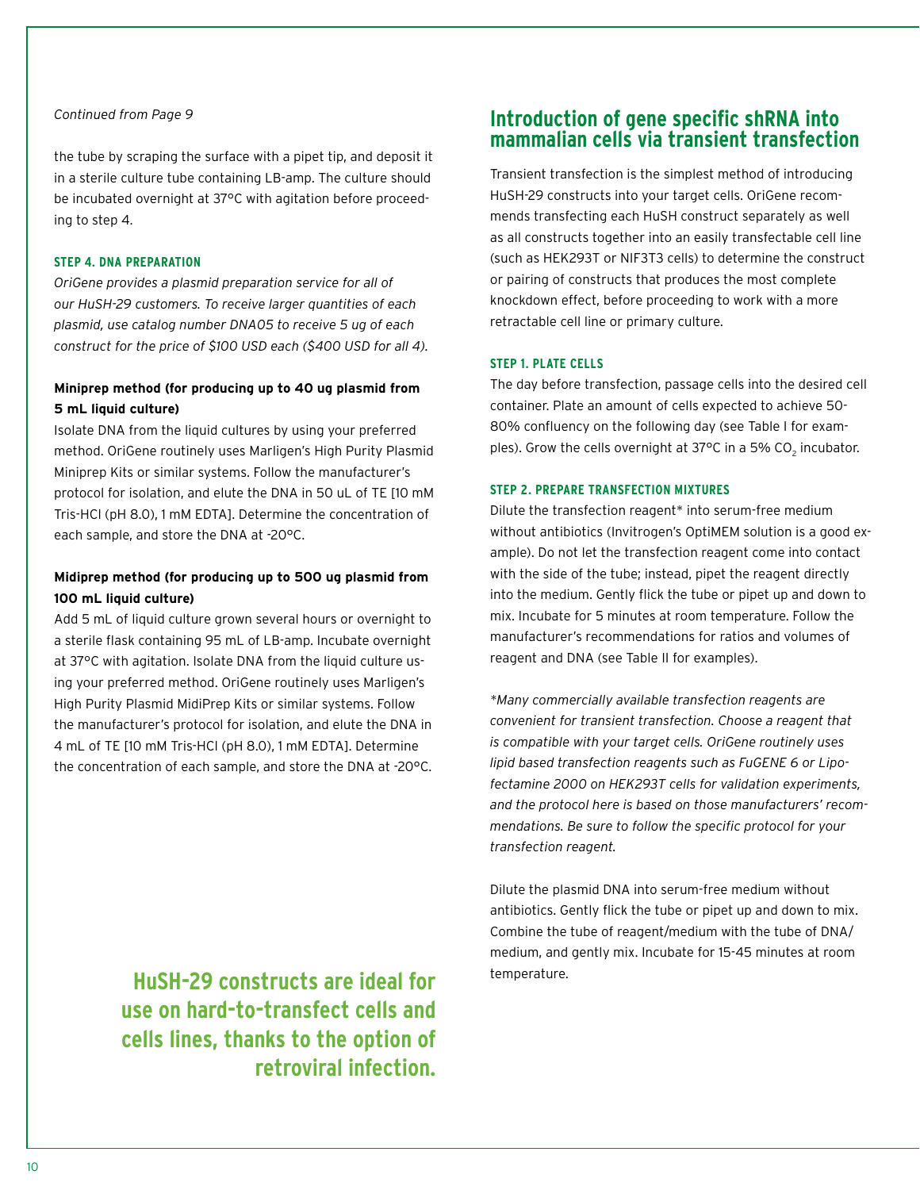*Continued from Page 9*

the tube by scraping the surface with a pipet tip, and deposit it in a sterile culture tube containing LB-amp. The culture should be incubated overnight at 37°C with agitation before proceeding to step 4.

#### STEP 4. DNA PREPARATION

*OriGene provides a plasmid preparation service for all of our HuSH-29 customers. To receive larger quantities of each plasmid, use catalog number DNA05 to receive 5 ug of each construct for the price of $100 USD each ($400 USD for all 4).*

**Miniprep method (for producing up to 40 ug plasmid from 5 mL liquid culture)**

Isolate DNA from the liquid cultures by using your preferred method. OriGene routinely uses Marligen's High Purity Plasmid Miniprep Kits or similar systems. Follow the manufacturer's protocol for isolation, and elute the DNA in 50 uL of TE [10 mM Tris-HCl (pH 8.0), 1 mM EDTA]. Determine the concentration of each sample, and store the DNA at -20°C.

**Midiprep method (for producing up to 500 ug plasmid from 100 mL liquid culture)**

Add 5 mL of liquid culture grown several hours or overnight to a sterile flask containing 95 mL of LB-amp. Incubate overnight at 37°C with agitation. Isolate DNA from the liquid culture using your preferred method. OriGene routinely uses Marligen's High Purity Plasmid MidiPrep Kits or similar systems. Follow the manufacturer's protocol for isolation, and elute the DNA in 4 mL of TE [10 mM Tris-HCl (pH 8.0), 1 mM EDTA]. Determine the concentration of each sample, and store the DNA at -20°C.

**HuSH-29 constructs are ideal for use on hard-to-transfect cells and cells lines, thanks to the option of retroviral infection.**

## Introduction of gene specific shRNA into mammalian cells via transient transfection

Transient transfection is the simplest method of introducing HuSH-29 constructs into your target cells. OriGene recommends transfecting each HuSH construct separately as well as all constructs together into an easily transfectable cell line (such as HEK293T or NIF3T3 cells) to determine the construct or pairing of constructs that produces the most complete knockdown effect, before proceeding to work with a more retractable cell line or primary culture.

#### STEP 1. PLATE CELLS

The day before transfection, passage cells into the desired cell container. Plate an amount of cells expected to achieve 50-80% confluency on the following day (see Table I for examples). Grow the cells overnight at 37°C in a 5% $CO_2$ incubator.

#### STEP 2. PREPARE TRANSFECTION MIXTURES

Dilute the transfection reagent* into serum-free medium without antibiotics (Invitrogen's OptiMEM solution is a good example). Do not let the transfection reagent come into contact with the side of the tube; instead, pipet the reagent directly into the medium. Gently flick the tube or pipet up and down to mix. Incubate for 5 minutes at room temperature. Follow the manufacturer's recommendations for ratios and volumes of reagent and DNA (see Table II for examples).

*\*Many commercially available transfection reagents are convenient for transient transfection. Choose a reagent that is compatible with your target cells. OriGene routinely uses lipid based transfection reagents such as FuGENE 6 or Lipofectamine 2000 on HEK293T cells for validation experiments, and the protocol here is based on those manufacturers' recommendations. Be sure to follow the specific protocol for your transfection reagent.*

Dilute the plasmid DNA into serum-free medium without antibiotics. Gently flick the tube or pipet up and down to mix. Combine the tube of reagent/medium with the tube of DNA/medium, and gently mix. Incubate for 15-45 minutes at room temperature.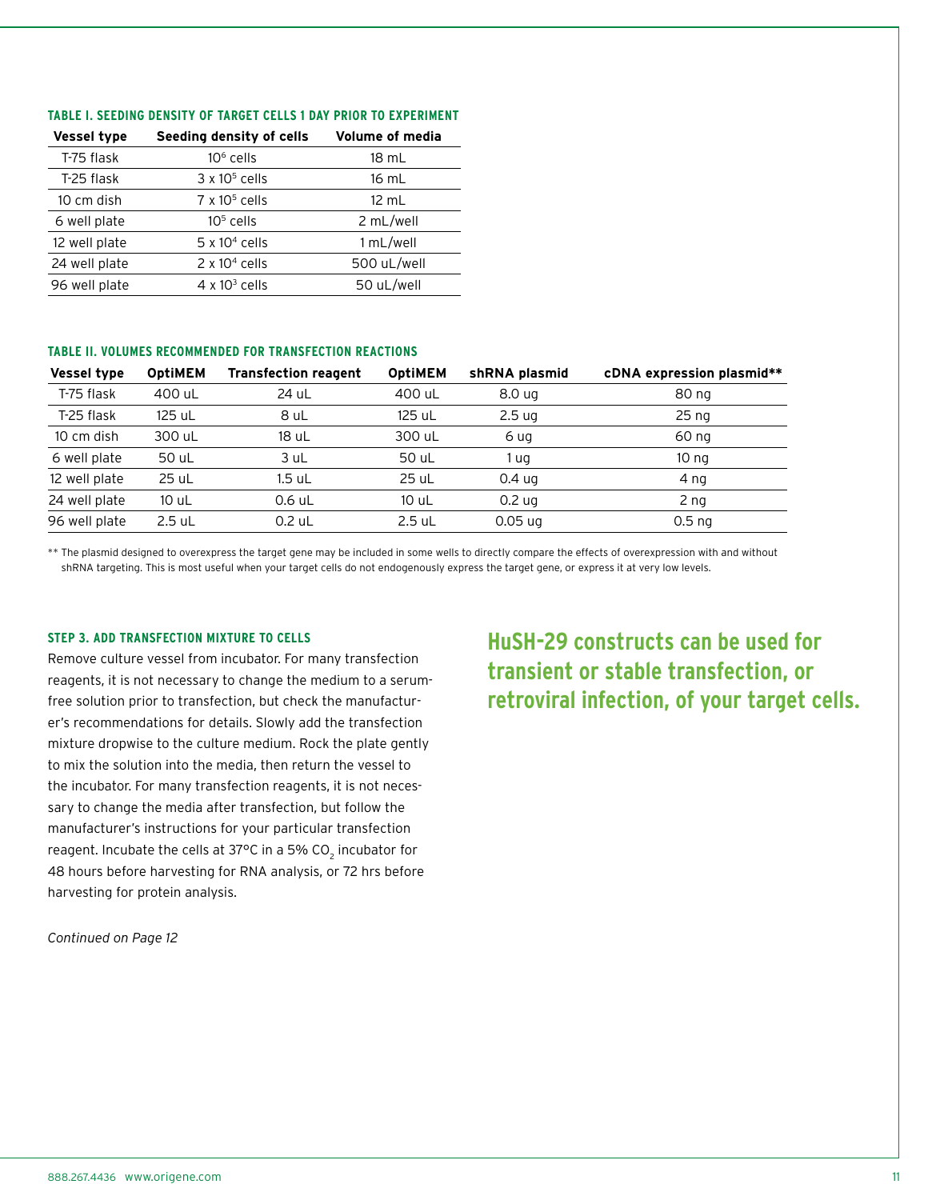#### TABLE I. SEEDING DENSITY OF TARGET CELLS 1 DAY PRIOR TO EXPERIMENT

| Vessel type | Seeding density of cells | Volume of media |
| --- | --- | --- |
| T-75 flask | $10^6$ cells | 18 mL |
| T-25 flask | $3 \times 10^5$ cells | 16 mL |
| 10 cm dish | $7 \times 10^5$ cells | 12 mL |
| 6 well plate | $10^5$ cells | 2 mL/well |
| 12 well plate | $5 \times 10^4$ cells | 1 mL/well |
| 24 well plate | $2 \times 10^4$ cells | 500 uL/well |
| 96 well plate | $4 \times 10^3$ cells | 50 uL/well |

#### TABLE II. VOLUMES RECOMMENDED FOR TRANSFECTION REACTIONS

| Vessel type | OptiMEM | Transfection reagent | OptiMEM | shRNA plasmid | cDNA expression plasmid** |
| --- | --- | --- | --- | --- | --- |
| T-75 flask | 400 uL | 24 uL | 400 uL | 8.0 ug | 80 ng |
| T-25 flask | 125 uL | 8 uL | 125 uL | 2.5 ug | 25 ng |
| 10 cm dish | 300 uL | 18 uL | 300 uL | 6 ug | 60 ng |
| 6 well plate | 50 uL | 3 uL | 50 uL | 1 ug | 10 ng |
| 12 well plate | 25 uL | 1.5 uL | 25 uL | 0.4 ug | 4 ng |
| 24 well plate | 10 uL | 0.6 uL | 10 uL | 0.2 ug | 2 ng |
| 96 well plate | 2.5 uL | 0.2 uL | 2.5 uL | 0.05 ug | 0.5 ng |

** The plasmid designed to overexpress the target gene may be included in some wells to directly compare the effects of overexpression with and without shRNA targeting. This is most useful when your target cells do not endogenously express the target gene, or express it at very low levels.

#### STEP 3. ADD TRANSFECTION MIXTURE TO CELLS

Remove culture vessel from incubator. For many transfection reagents, it is not necessary to change the medium to a serum-free solution prior to transfection, but check the manufacturer's recommendations for details. Slowly add the transfection mixture dropwise to the culture medium. Rock the plate gently to mix the solution into the media, then return the vessel to the incubator. For many transfection reagents, it is not necessary to change the media after transfection, but follow the manufacturer's instructions for your particular transfection reagent. Incubate the cells at 37°C in a 5% $CO_2$ incubator for 48 hours before harvesting for RNA analysis, or 72 hrs before harvesting for protein analysis.

*Continued on Page 12*

**HuSH-29 constructs can be used for transient or stable transfection, or retroviral infection, of your target cells.**